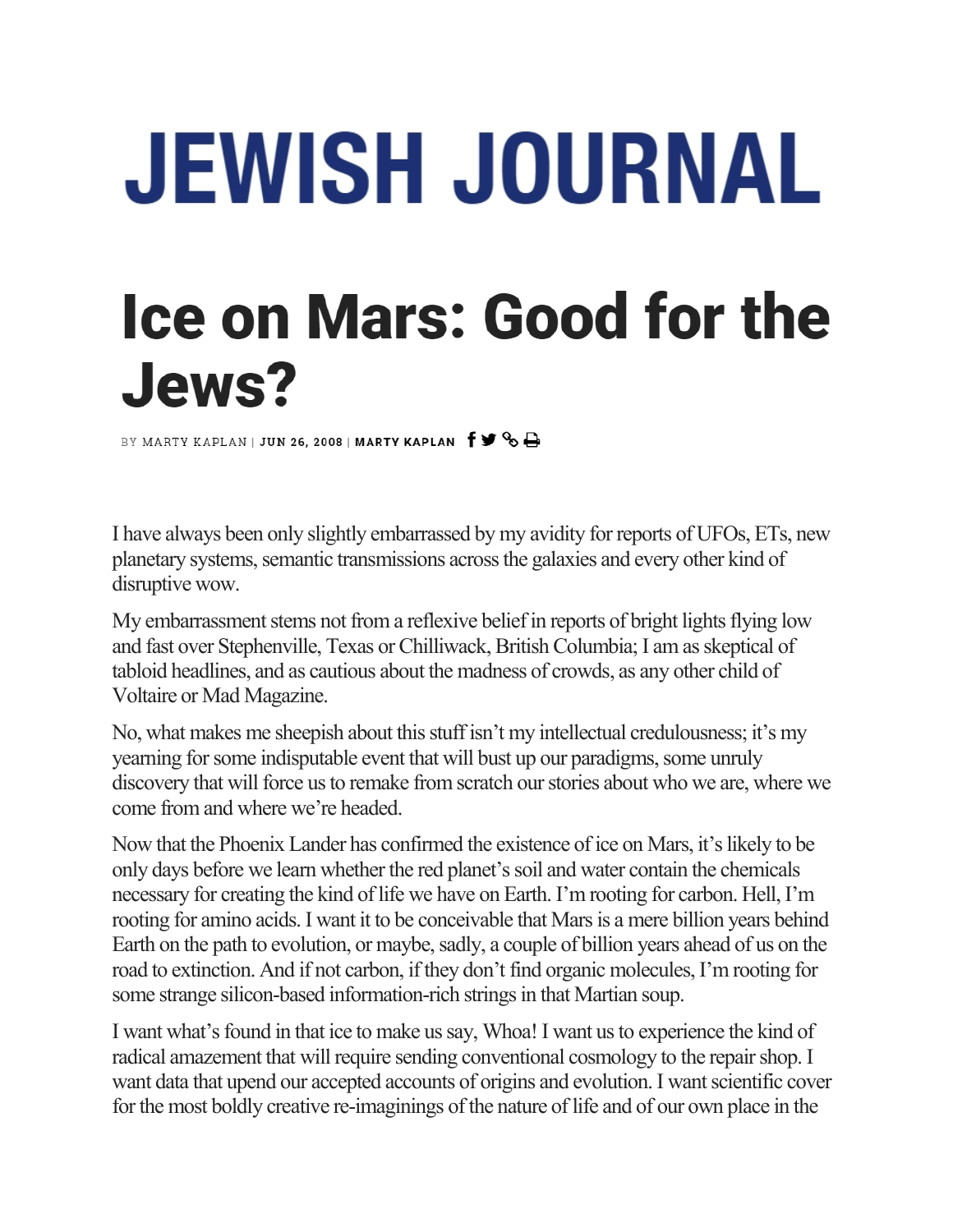# JEWISH JOURNAL

## Ice on Mars: Good for the Jews?

BY MARTY KAPLAN | JUN 26, 2008 | MARTY KAPLAN

I have always been only slightly embarrassed by my avidity for reports of UFOs, ETs, new planetary systems, semantic transmissions across the galaxies and every other kind of disruptive wow.

My embarrassment stems not from a reflexive belief in reports of bright lights flying low and fast over Stephenville, Texas or Chilliwack, British Columbia; I am as skeptical of tabloid headlines, and as cautious about the madness of crowds, as any other child of Voltaire or Mad Magazine.

No, what makes me sheepish about this stuff isn't my intellectual credulousness; it's my yearning for some indisputable event that will bust up our paradigms, some unruly discovery that will force us to remake from scratch our stories about who we are, where we come from and where we're headed.

Now that the Phoenix Lander has confirmed the existence of ice on Mars, it's likely to be only days before we learn whether the red planet's soil and water contain the chemicals necessary for creating the kind of life we have on Earth. I'm rooting for carbon. Hell, I'm rooting for amino acids. I want it to be conceivable that Mars is a mere billion years behind Earth on the path to evolution, or maybe, sadly, a couple of billion years ahead of us on the road to extinction. And if not carbon, if they don't find organic molecules, I'm rooting for some strange silicon-based information-rich strings in that Martian soup.

I want what's found in that ice to make us say, Whoa! I want us to experience the kind of radical amazement that will require sending conventional cosmology to the repair shop. I want data that upend our accepted accounts of origins and evolution. I want scientific cover for the most boldly creative re-imaginings of the nature of life and of our own place in the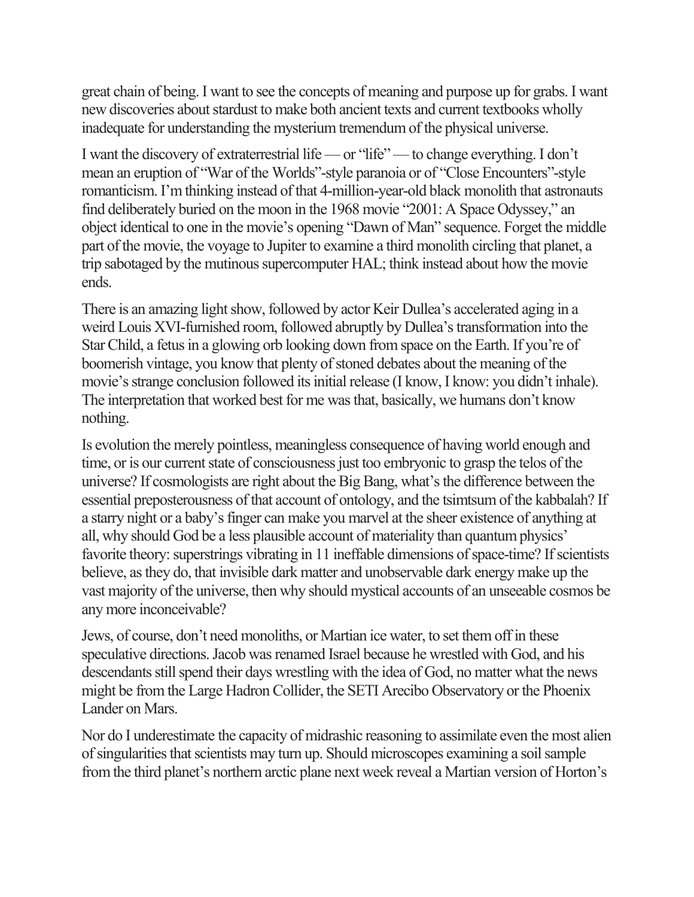great chain of being. I want to see the concepts of meaning and purpose up for grabs. I want new discoveries about stardust to make both ancient texts and current textbooks wholly inadequate for understanding the mysterium tremendum of the physical universe.

I want the discovery of extraterrestrial life — or "life" — to change everything. I don't mean an eruption of "War of the Worlds"-style paranoia or of "Close Encounters"-style romanticism. I'm thinking instead of that 4-million-year-old black monolith that astronauts find deliberately buried on the moon in the 1968 movie "2001: A Space Odyssey," an object identical to one in the movie's opening "Dawn of Man" sequence. Forget the middle part of the movie, the voyage to Jupiter to examine a third monolith circling that planet, a trip sabotaged by the mutinous supercomputer HAL; think instead about how the movie ends.

There is an amazing light show, followed by actor Keir Dullea's accelerated aging in a weird Louis XVI-furnished room, followed abruptly by Dullea's transformation into the Star Child, a fetus in a glowing orb looking down from space on the Earth. If you're of boomerish vintage, you know that plenty of stoned debates about the meaning of the movie's strange conclusion followed its initial release (I know, I know: you didn't inhale). The interpretation that worked best for me was that, basically, we humans don't know nothing.

Is evolution the merely pointless, meaningless consequence of having world enough and time, or is our current state of consciousness just too embryonic to grasp the telos of the universe? If cosmologists are right about the Big Bang, what's the difference between the essential preposterousness of that account of ontology, and the tsimtsum of the kabbalah? If a starry night or a baby's finger can make you marvel at the sheer existence of anything at all, why should God be a less plausible account of materiality than quantum physics' favorite theory: superstrings vibrating in 11 ineffable dimensions of space-time? If scientists believe, as they do, that invisible dark matter and unobservable dark energy make up the vast majority of the universe, then why should mystical accounts of an unseeable cosmos be any more inconceivable?

Jews, of course, don't need monoliths, or Martian ice water, to set them off in these speculative directions. Jacob was renamed Israel because he wrestled with God, and his descendants still spend their days wrestling with the idea of God, no matter what the news might be from the Large Hadron Collider, the SETI Arecibo Observatory or the Phoenix Lander on Mars.

Nor do I underestimate the capacity of midrashic reasoning to assimilate even the most alien of singularities that scientists may turn up. Should microscopes examining a soil sample from the third planet's northern arctic plane next week reveal a Martian version of Horton's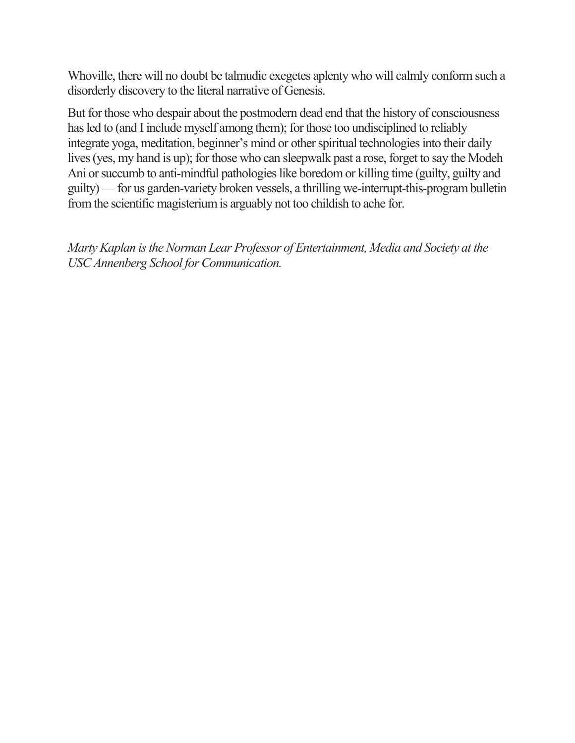Whoville, there will no doubt be talmudic exegetes aplenty who will calmly conform such a disorderly discovery to the literal narrative of Genesis.

But for those who despair about the postmodern dead end that the history of consciousness has led to (and I include myself among them); for those too undisciplined to reliably integrate yoga, meditation, beginner's mind or other spiritual technologies into their daily lives (yes, my hand is up); for those who can sleepwalk past a rose, forget to say the Modeh Ani or succumb to anti-mindful pathologies like boredom or killing time (guilty, guilty and guilty) — for us garden-variety broken vessels, a thrilling we-interrupt-this-program bulletin from the scientific magisterium is arguably not too childish to ache for.

*Marty Kaplan is the Norman Lear Professor of Entertainment, Media and Society at the USC Annenberg School for Communication.*